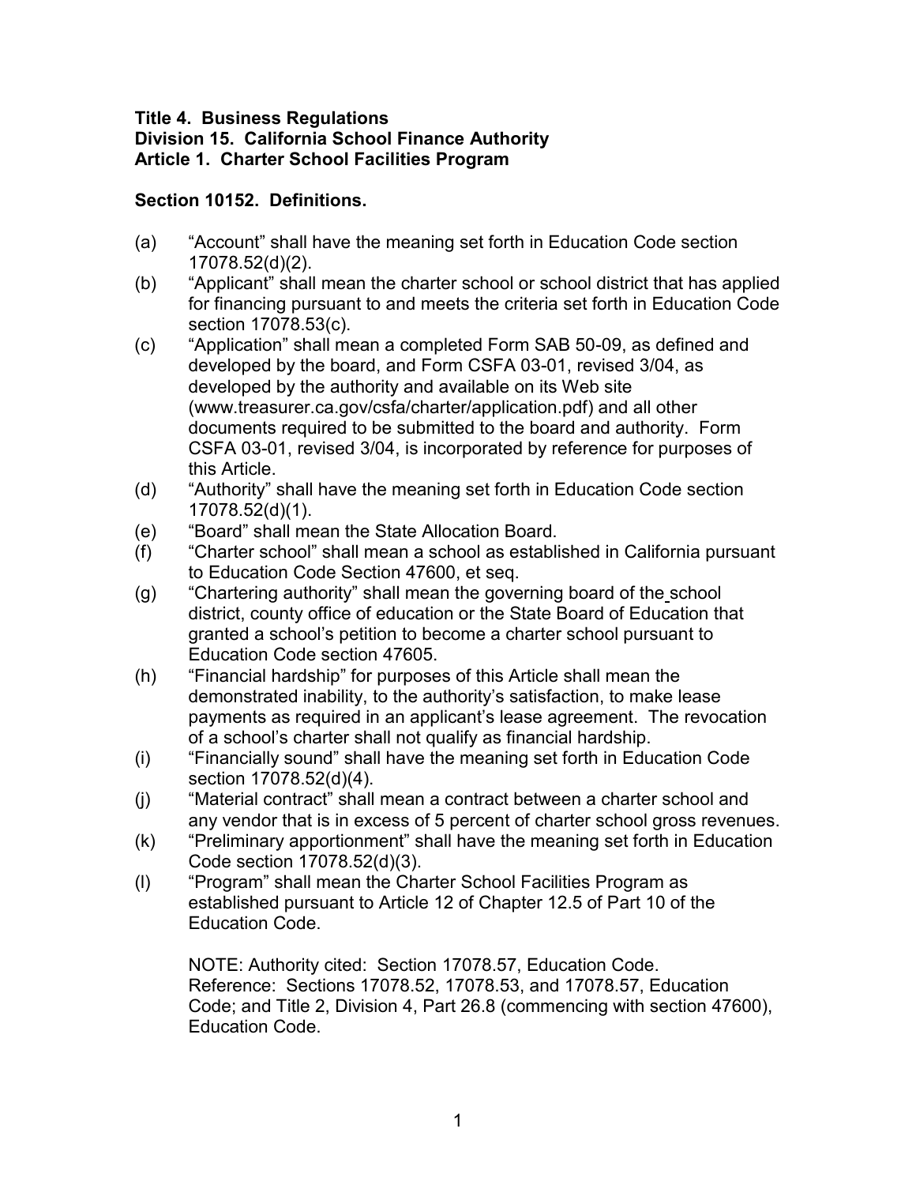**Title 4. Business Regulations**
**Division 15. California School Finance Authority**
**Article 1. Charter School Facilities Program**

**Section 10152. Definitions.**

(a) "Account" shall have the meaning set forth in Education Code section 17078.52(d)(2).

(b) "Applicant" shall mean the charter school or school district that has applied for financing pursuant to and meets the criteria set forth in Education Code section 17078.53(c).

(c) "Application" shall mean a completed Form SAB 50-09, as defined and developed by the board, and Form CSFA 03-01, revised 3/04, as developed by the authority and available on its Web site (www.treasurer.ca.gov/csfa/charter/application.pdf) and all other documents required to be submitted to the board and authority. Form CSFA 03-01, revised 3/04, is incorporated by reference for purposes of this Article.

(d) "Authority" shall have the meaning set forth in Education Code section 17078.52(d)(1).

(e) "Board" shall mean the State Allocation Board.

(f) "Charter school" shall mean a school as established in California pursuant to Education Code Section 47600, et seq.

(g) "Chartering authority" shall mean the governing board of the school district, county office of education or the State Board of Education that granted a school's petition to become a charter school pursuant to Education Code section 47605.

(h) "Financial hardship" for purposes of this Article shall mean the demonstrated inability, to the authority's satisfaction, to make lease payments as required in an applicant's lease agreement. The revocation of a school's charter shall not qualify as financial hardship.

(i) "Financially sound" shall have the meaning set forth in Education Code section 17078.52(d)(4).

(j) "Material contract" shall mean a contract between a charter school and any vendor that is in excess of 5 percent of charter school gross revenues.

(k) "Preliminary apportionment" shall have the meaning set forth in Education Code section 17078.52(d)(3).

(l) "Program" shall mean the Charter School Facilities Program as established pursuant to Article 12 of Chapter 12.5 of Part 10 of the Education Code.

NOTE: Authority cited: Section 17078.57, Education Code. Reference: Sections 17078.52, 17078.53, and 17078.57, Education Code; and Title 2, Division 4, Part 26.8 (commencing with section 47600), Education Code.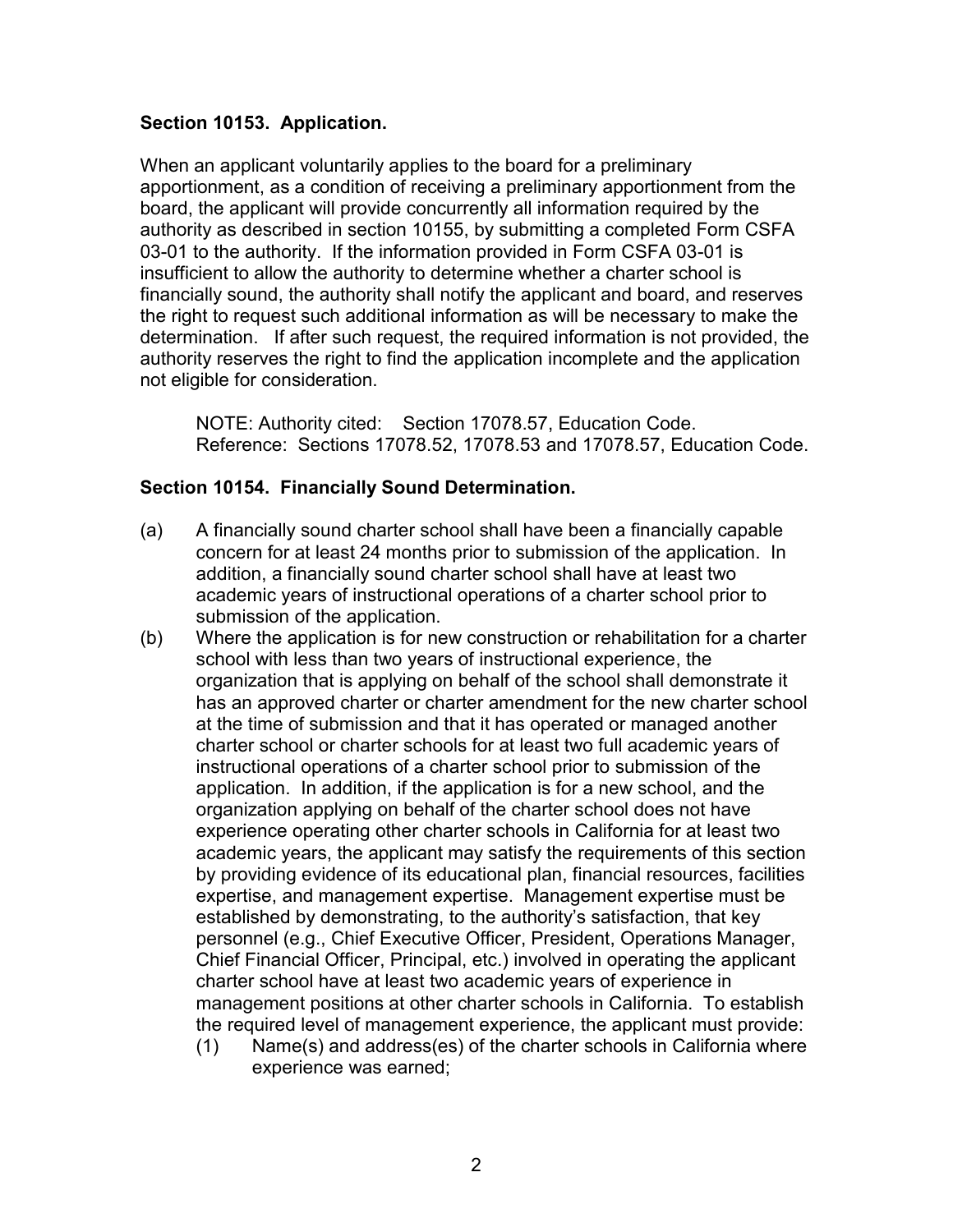**Section 10153. Application.**

When an applicant voluntarily applies to the board for a preliminary apportionment, as a condition of receiving a preliminary apportionment from the board, the applicant will provide concurrently all information required by the authority as described in section 10155, by submitting a completed Form CSFA 03-01 to the authority. If the information provided in Form CSFA 03-01 is insufficient to allow the authority to determine whether a charter school is financially sound, the authority shall notify the applicant and board, and reserves the right to request such additional information as will be necessary to make the determination. If after such request, the required information is not provided, the authority reserves the right to find the application incomplete and the application not eligible for consideration.

NOTE: Authority cited: Section 17078.57, Education Code. Reference: Sections 17078.52, 17078.53 and 17078.57, Education Code.

**Section 10154. Financially Sound Determination.**

(a) A financially sound charter school shall have been a financially capable concern for at least 24 months prior to submission of the application. In addition, a financially sound charter school shall have at least two academic years of instructional operations of a charter school prior to submission of the application.

(b) Where the application is for new construction or rehabilitation for a charter school with less than two years of instructional experience, the organization that is applying on behalf of the school shall demonstrate it has an approved charter or charter amendment for the new charter school at the time of submission and that it has operated or managed another charter school or charter schools for at least two full academic years of instructional operations of a charter school prior to submission of the application. In addition, if the application is for a new school, and the organization applying on behalf of the charter school does not have experience operating other charter schools in California for at least two academic years, the applicant may satisfy the requirements of this section by providing evidence of its educational plan, financial resources, facilities expertise, and management expertise. Management expertise must be established by demonstrating, to the authority's satisfaction, that key personnel (e.g., Chief Executive Officer, President, Operations Manager, Chief Financial Officer, Principal, etc.) involved in operating the applicant charter school have at least two academic years of experience in management positions at other charter schools in California. To establish the required level of management experience, the applicant must provide:

   (1) Name(s) and address(es) of the charter schools in California where experience was earned;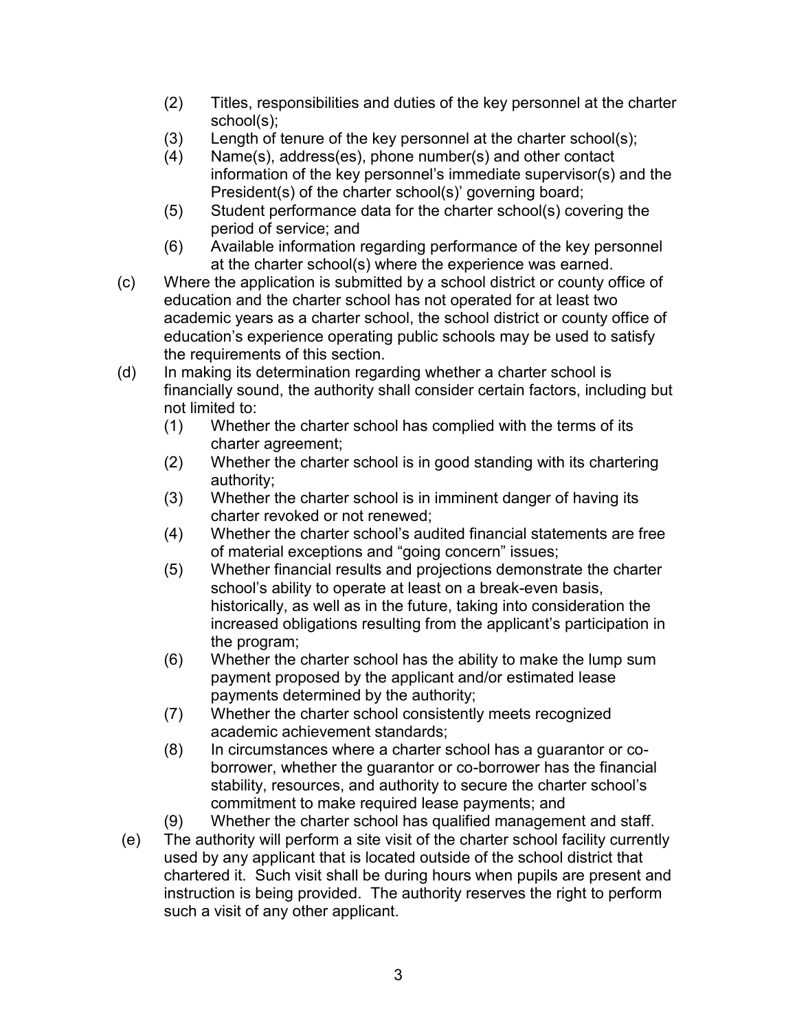(2) Titles, responsibilities and duties of the key personnel at the charter school(s);

(3) Length of tenure of the key personnel at the charter school(s);

(4) Name(s), address(es), phone number(s) and other contact information of the key personnel's immediate supervisor(s) and the President(s) of the charter school(s)' governing board;

(5) Student performance data for the charter school(s) covering the period of service; and

(6) Available information regarding performance of the key personnel at the charter school(s) where the experience was earned.

(c) Where the application is submitted by a school district or county office of education and the charter school has not operated for at least two academic years as a charter school, the school district or county office of education's experience operating public schools may be used to satisfy the requirements of this section.

(d) In making its determination regarding whether a charter school is financially sound, the authority shall consider certain factors, including but not limited to:

(1) Whether the charter school has complied with the terms of its charter agreement;

(2) Whether the charter school is in good standing with its chartering authority;

(3) Whether the charter school is in imminent danger of having its charter revoked or not renewed;

(4) Whether the charter school's audited financial statements are free of material exceptions and "going concern" issues;

(5) Whether financial results and projections demonstrate the charter school's ability to operate at least on a break-even basis, historically, as well as in the future, taking into consideration the increased obligations resulting from the applicant's participation in the program;

(6) Whether the charter school has the ability to make the lump sum payment proposed by the applicant and/or estimated lease payments determined by the authority;

(7) Whether the charter school consistently meets recognized academic achievement standards;

(8) In circumstances where a charter school has a guarantor or co-borrower, whether the guarantor or co-borrower has the financial stability, resources, and authority to secure the charter school's commitment to make required lease payments; and

(9) Whether the charter school has qualified management and staff.

(e) The authority will perform a site visit of the charter school facility currently used by any applicant that is located outside of the school district that chartered it. Such visit shall be during hours when pupils are present and instruction is being provided. The authority reserves the right to perform such a visit of any other applicant.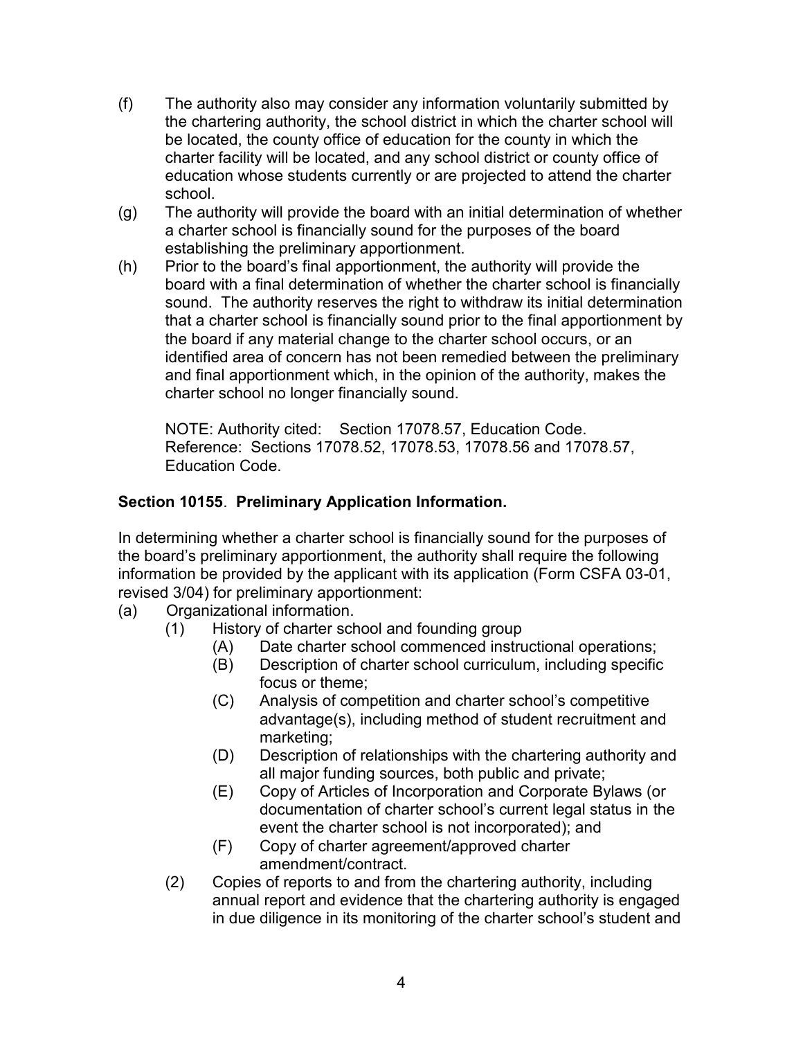(f) The authority also may consider any information voluntarily submitted by the chartering authority, the school district in which the charter school will be located, the county office of education for the county in which the charter facility will be located, and any school district or county office of education whose students currently or are projected to attend the charter school.

(g) The authority will provide the board with an initial determination of whether a charter school is financially sound for the purposes of the board establishing the preliminary apportionment.

(h) Prior to the board's final apportionment, the authority will provide the board with a final determination of whether the charter school is financially sound. The authority reserves the right to withdraw its initial determination that a charter school is financially sound prior to the final apportionment by the board if any material change to the charter school occurs, or an identified area of concern has not been remedied between the preliminary and final apportionment which, in the opinion of the authority, makes the charter school no longer financially sound.

NOTE: Authority cited: Section 17078.57, Education Code. Reference: Sections 17078.52, 17078.53, 17078.56 and 17078.57, Education Code.

**Section 10155**. **Preliminary Application Information.**

In determining whether a charter school is financially sound for the purposes of the board's preliminary apportionment, the authority shall require the following information be provided by the applicant with its application (Form CSFA 03-01, revised 3/04) for preliminary apportionment:

(a) Organizational information.

  (1) History of charter school and founding group

    (A) Date charter school commenced instructional operations;

    (B) Description of charter school curriculum, including specific focus or theme;

    (C) Analysis of competition and charter school's competitive advantage(s), including method of student recruitment and marketing;

    (D) Description of relationships with the chartering authority and all major funding sources, both public and private;

    (E) Copy of Articles of Incorporation and Corporate Bylaws (or documentation of charter school's current legal status in the event the charter school is not incorporated); and

    (F) Copy of charter agreement/approved charter amendment/contract.

  (2) Copies of reports to and from the chartering authority, including annual report and evidence that the chartering authority is engaged in due diligence in its monitoring of the charter school's student and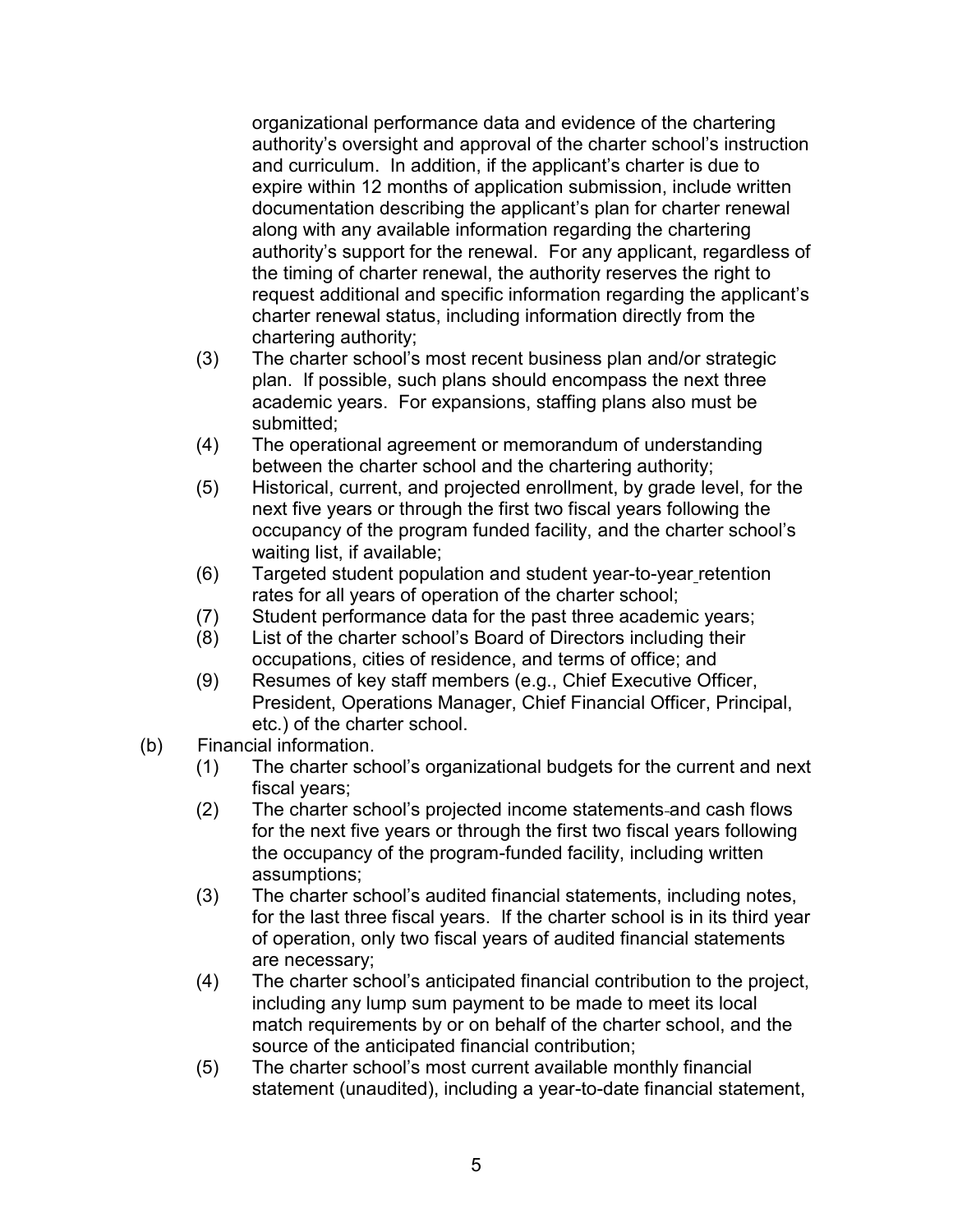organizational performance data and evidence of the chartering authority's oversight and approval of the charter school's instruction and curriculum. In addition, if the applicant's charter is due to expire within 12 months of application submission, include written documentation describing the applicant's plan for charter renewal along with any available information regarding the chartering authority's support for the renewal. For any applicant, regardless of the timing of charter renewal, the authority reserves the right to request additional and specific information regarding the applicant's charter renewal status, including information directly from the chartering authority;

(3) The charter school's most recent business plan and/or strategic plan. If possible, such plans should encompass the next three academic years. For expansions, staffing plans also must be submitted;

(4) The operational agreement or memorandum of understanding between the charter school and the chartering authority;

(5) Historical, current, and projected enrollment, by grade level, for the next five years or through the first two fiscal years following the occupancy of the program funded facility, and the charter school's waiting list, if available;

(6) Targeted student population and student year-to-year retention rates for all years of operation of the charter school;

(7) Student performance data for the past three academic years;

(8) List of the charter school's Board of Directors including their occupations, cities of residence, and terms of office; and

(9) Resumes of key staff members (e.g., Chief Executive Officer, President, Operations Manager, Chief Financial Officer, Principal, etc.) of the charter school.

(b) Financial information.

(1) The charter school's organizational budgets for the current and next fiscal years;

(2) The charter school's projected income statements and cash flows for the next five years or through the first two fiscal years following the occupancy of the program-funded facility, including written assumptions;

(3) The charter school's audited financial statements, including notes, for the last three fiscal years. If the charter school is in its third year of operation, only two fiscal years of audited financial statements are necessary;

(4) The charter school's anticipated financial contribution to the project, including any lump sum payment to be made to meet its local match requirements by or on behalf of the charter school, and the source of the anticipated financial contribution;

(5) The charter school's most current available monthly financial statement (unaudited), including a year-to-date financial statement,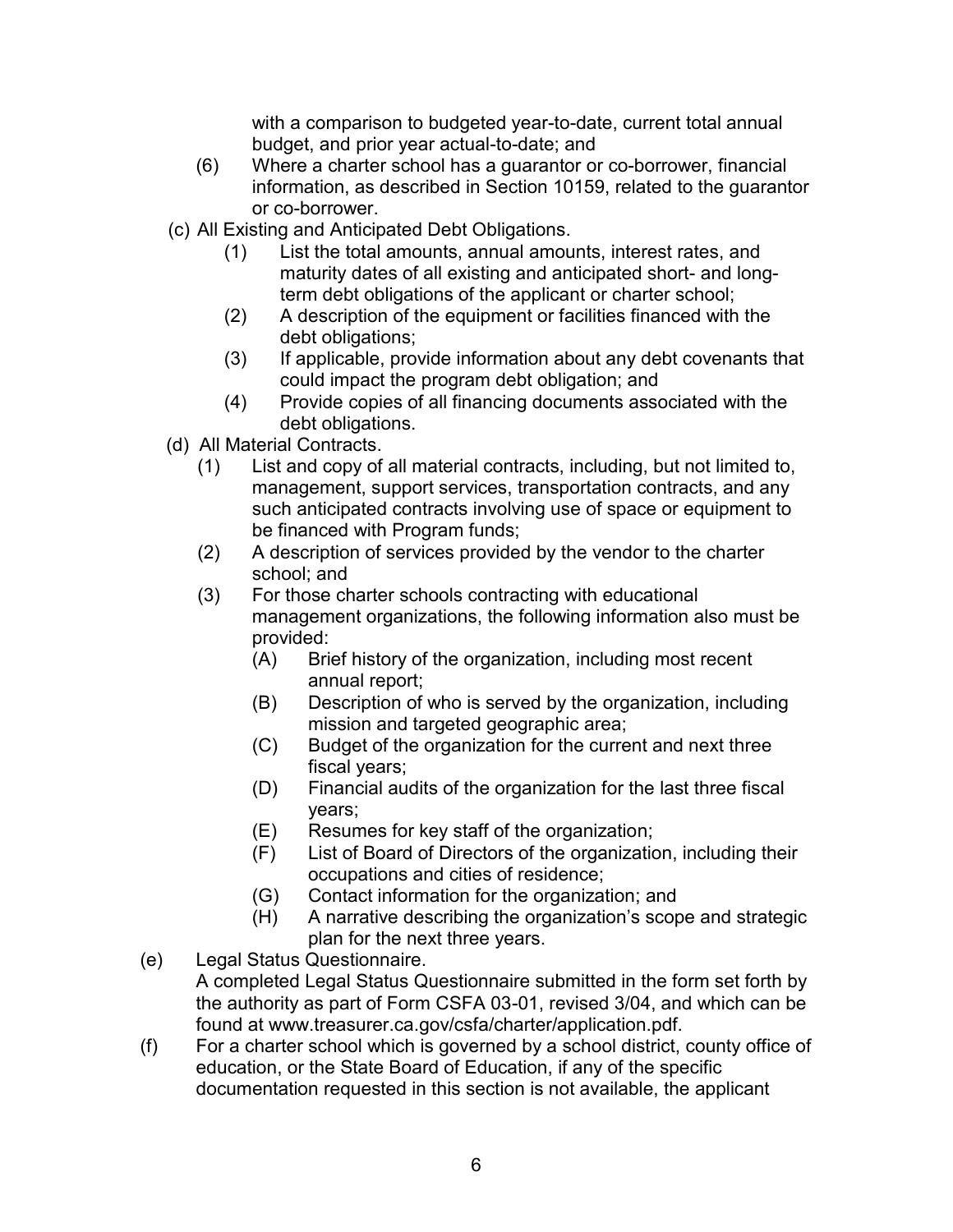with a comparison to budgeted year-to-date, current total annual budget, and prior year actual-to-date; and

(6) Where a charter school has a guarantor or co-borrower, financial information, as described in Section 10159, related to the guarantor or co-borrower.

(c) All Existing and Anticipated Debt Obligations.

(1) List the total amounts, annual amounts, interest rates, and maturity dates of all existing and anticipated short- and long-term debt obligations of the applicant or charter school;

(2) A description of the equipment or facilities financed with the debt obligations;

(3) If applicable, provide information about any debt covenants that could impact the program debt obligation; and

(4) Provide copies of all financing documents associated with the debt obligations.

(d) All Material Contracts.

(1) List and copy of all material contracts, including, but not limited to, management, support services, transportation contracts, and any such anticipated contracts involving use of space or equipment to be financed with Program funds;

(2) A description of services provided by the vendor to the charter school; and

(3) For those charter schools contracting with educational management organizations, the following information also must be provided:

(A) Brief history of the organization, including most recent annual report;

(B) Description of who is served by the organization, including mission and targeted geographic area;

(C) Budget of the organization for the current and next three fiscal years;

(D) Financial audits of the organization for the last three fiscal years;

(E) Resumes for key staff of the organization;

(F) List of Board of Directors of the organization, including their occupations and cities of residence;

(G) Contact information for the organization; and

(H) A narrative describing the organization's scope and strategic plan for the next three years.

(e) Legal Status Questionnaire.

A completed Legal Status Questionnaire submitted in the form set forth by the authority as part of Form CSFA 03-01, revised 3/04, and which can be found at www.treasurer.ca.gov/csfa/charter/application.pdf.

(f) For a charter school which is governed by a school district, county office of education, or the State Board of Education, if any of the specific documentation requested in this section is not available, the applicant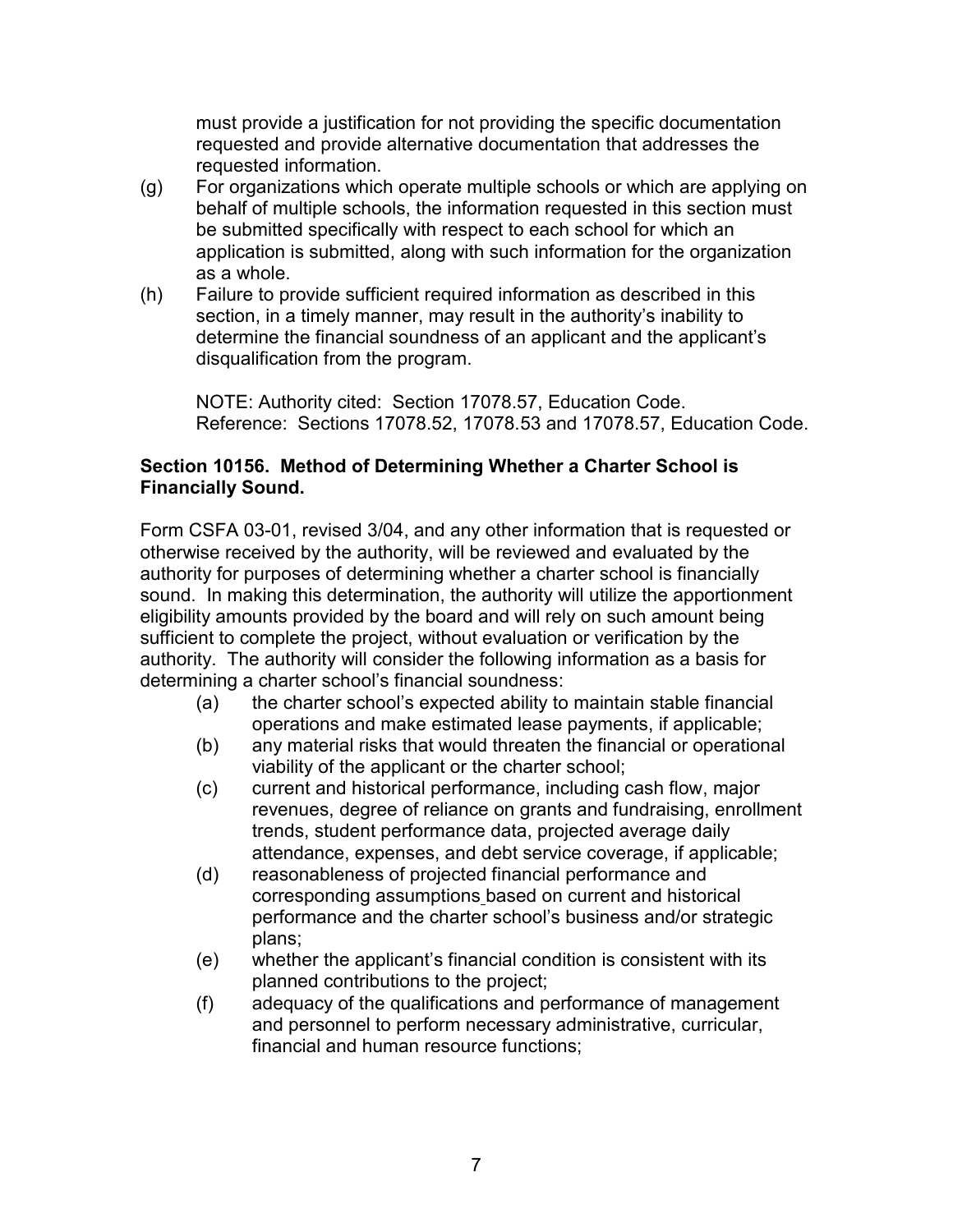must provide a justification for not providing the specific documentation requested and provide alternative documentation that addresses the requested information.

(g) For organizations which operate multiple schools or which are applying on behalf of multiple schools, the information requested in this section must be submitted specifically with respect to each school for which an application is submitted, along with such information for the organization as a whole.

(h) Failure to provide sufficient required information as described in this section, in a timely manner, may result in the authority's inability to determine the financial soundness of an applicant and the applicant's disqualification from the program.

NOTE: Authority cited: Section 17078.57, Education Code.
Reference: Sections 17078.52, 17078.53 and 17078.57, Education Code.

**Section 10156. Method of Determining Whether a Charter School is Financially Sound.**

Form CSFA 03-01, revised 3/04, and any other information that is requested or otherwise received by the authority, will be reviewed and evaluated by the authority for purposes of determining whether a charter school is financially sound. In making this determination, the authority will utilize the apportionment eligibility amounts provided by the board and will rely on such amount being sufficient to complete the project, without evaluation or verification by the authority. The authority will consider the following information as a basis for determining a charter school's financial soundness:

(a) the charter school's expected ability to maintain stable financial operations and make estimated lease payments, if applicable;

(b) any material risks that would threaten the financial or operational viability of the applicant or the charter school;

(c) current and historical performance, including cash flow, major revenues, degree of reliance on grants and fundraising, enrollment trends, student performance data, projected average daily attendance, expenses, and debt service coverage, if applicable;

(d) reasonableness of projected financial performance and corresponding assumptions based on current and historical performance and the charter school's business and/or strategic plans;

(e) whether the applicant's financial condition is consistent with its planned contributions to the project;

(f) adequacy of the qualifications and performance of management and personnel to perform necessary administrative, curricular, financial and human resource functions;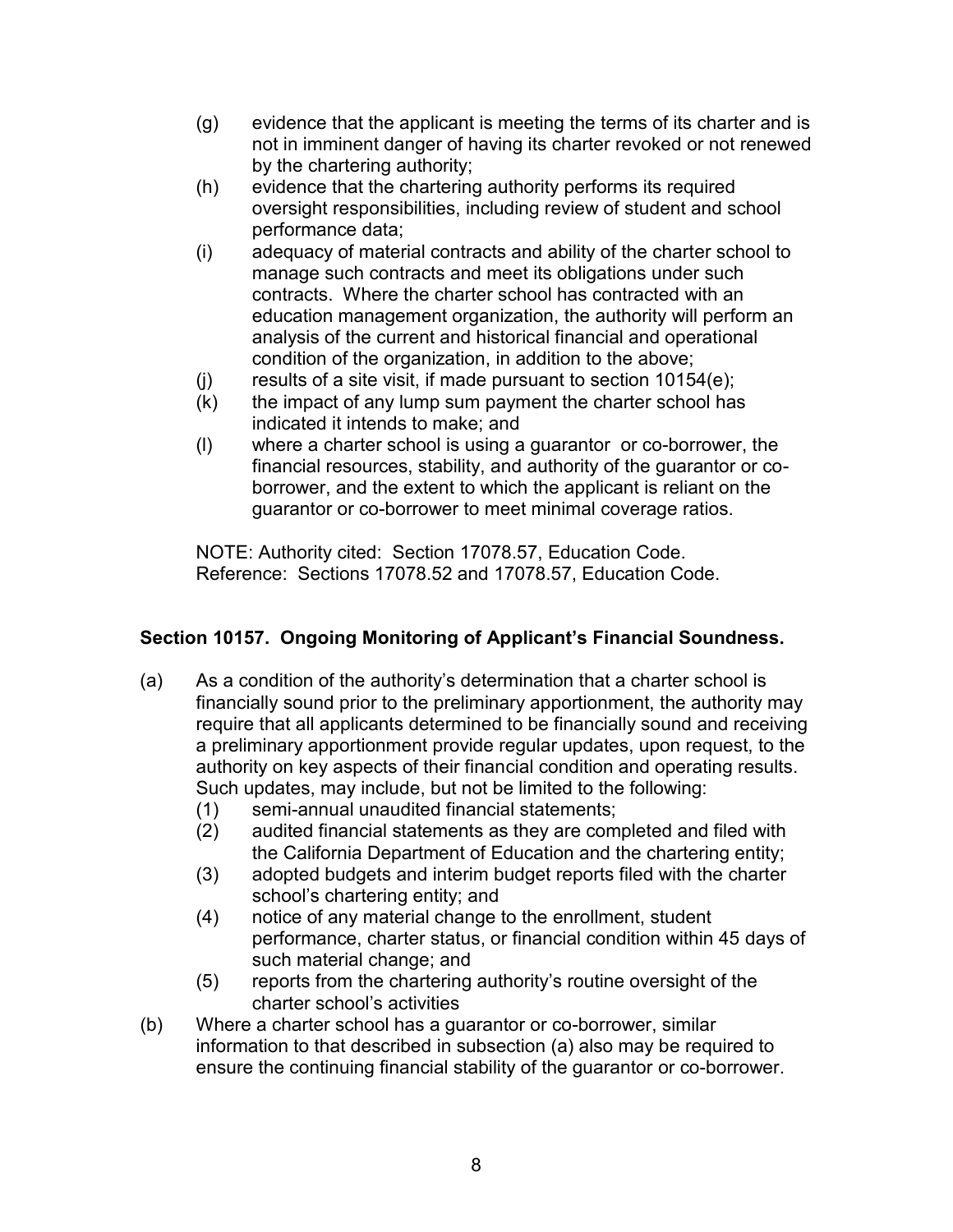(g) evidence that the applicant is meeting the terms of its charter and is not in imminent danger of having its charter revoked or not renewed by the chartering authority;

(h) evidence that the chartering authority performs its required oversight responsibilities, including review of student and school performance data;

(i) adequacy of material contracts and ability of the charter school to manage such contracts and meet its obligations under such contracts. Where the charter school has contracted with an education management organization, the authority will perform an analysis of the current and historical financial and operational condition of the organization, in addition to the above;

(j) results of a site visit, if made pursuant to section 10154(e);

(k) the impact of any lump sum payment the charter school has indicated it intends to make; and

(l) where a charter school is using a guarantor or co-borrower, the financial resources, stability, and authority of the guarantor or co-borrower, and the extent to which the applicant is reliant on the guarantor or co-borrower to meet minimal coverage ratios.

NOTE: Authority cited: Section 17078.57, Education Code.
Reference: Sections 17078.52 and 17078.57, Education Code.

### Section 10157. Ongoing Monitoring of Applicant's Financial Soundness.

(a) As a condition of the authority's determination that a charter school is financially sound prior to the preliminary apportionment, the authority may require that all applicants determined to be financially sound and receiving a preliminary apportionment provide regular updates, upon request, to the authority on key aspects of their financial condition and operating results. Such updates, may include, but not be limited to the following:

  (1) semi-annual unaudited financial statements;

  (2) audited financial statements as they are completed and filed with the California Department of Education and the chartering entity;

  (3) adopted budgets and interim budget reports filed with the charter school's chartering entity; and

  (4) notice of any material change to the enrollment, student performance, charter status, or financial condition within 45 days of such material change; and

  (5) reports from the chartering authority's routine oversight of the charter school's activities

(b) Where a charter school has a guarantor or co-borrower, similar information to that described in subsection (a) also may be required to ensure the continuing financial stability of the guarantor or co-borrower.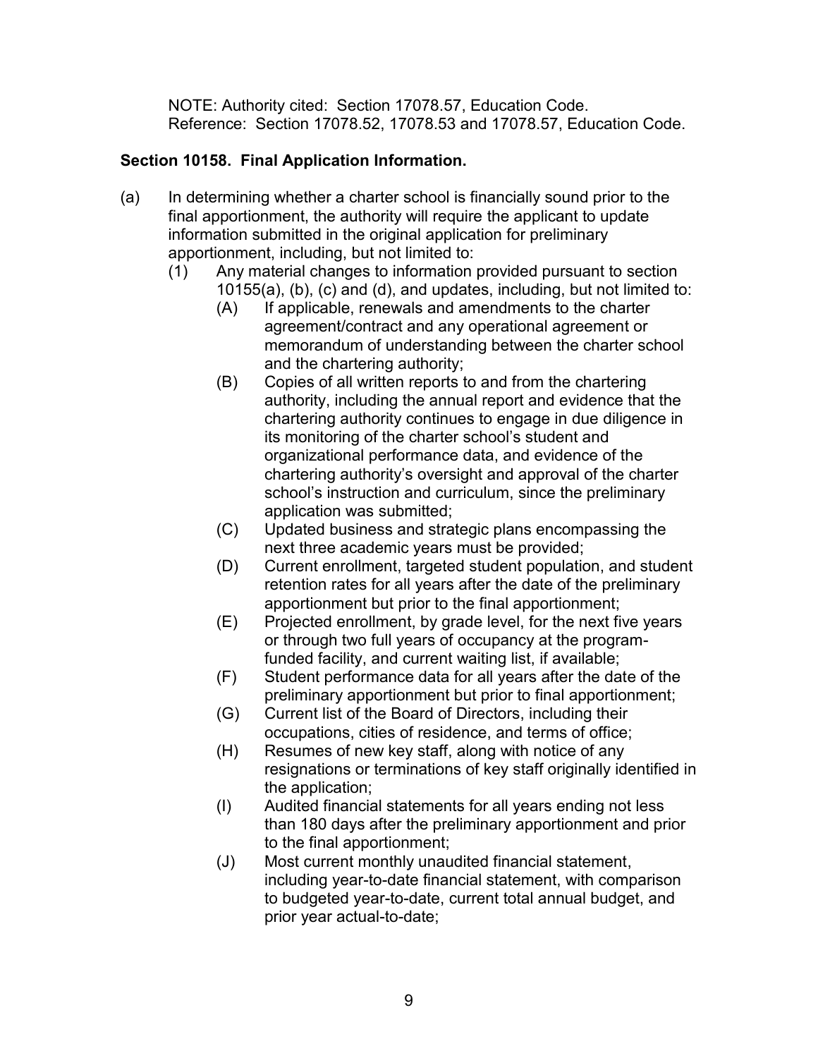NOTE: Authority cited: Section 17078.57, Education Code.
Reference: Section 17078.52, 17078.53 and 17078.57, Education Code.

**Section 10158. Final Application Information.**

(a) In determining whether a charter school is financially sound prior to the final apportionment, the authority will require the applicant to update information submitted in the original application for preliminary apportionment, including, but not limited to:

(1) Any material changes to information provided pursuant to section 10155(a), (b), (c) and (d), and updates, including, but not limited to:

(A) If applicable, renewals and amendments to the charter agreement/contract and any operational agreement or memorandum of understanding between the charter school and the chartering authority;

(B) Copies of all written reports to and from the chartering authority, including the annual report and evidence that the chartering authority continues to engage in due diligence in its monitoring of the charter school's student and organizational performance data, and evidence of the chartering authority's oversight and approval of the charter school's instruction and curriculum, since the preliminary application was submitted;

(C) Updated business and strategic plans encompassing the next three academic years must be provided;

(D) Current enrollment, targeted student population, and student retention rates for all years after the date of the preliminary apportionment but prior to the final apportionment;

(E) Projected enrollment, by grade level, for the next five years or through two full years of occupancy at the program-funded facility, and current waiting list, if available;

(F) Student performance data for all years after the date of the preliminary apportionment but prior to final apportionment;

(G) Current list of the Board of Directors, including their occupations, cities of residence, and terms of office;

(H) Resumes of new key staff, along with notice of any resignations or terminations of key staff originally identified in the application;

(I) Audited financial statements for all years ending not less than 180 days after the preliminary apportionment and prior to the final apportionment;

(J) Most current monthly unaudited financial statement, including year-to-date financial statement, with comparison to budgeted year-to-date, current total annual budget, and prior year actual-to-date;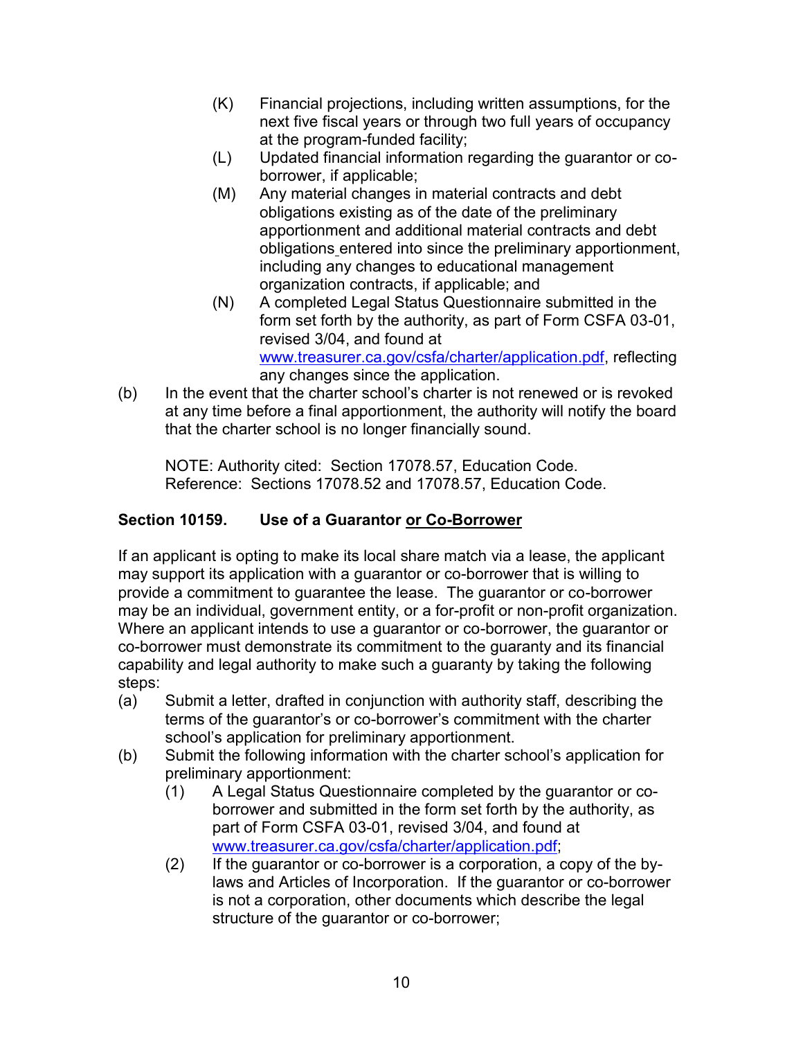(K) Financial projections, including written assumptions, for the next five fiscal years or through two full years of occupancy at the program-funded facility;

(L) Updated financial information regarding the guarantor or co-borrower, if applicable;

(M) Any material changes in material contracts and debt obligations existing as of the date of the preliminary apportionment and additional material contracts and debt obligations entered into since the preliminary apportionment, including any changes to educational management organization contracts, if applicable; and

(N) A completed Legal Status Questionnaire submitted in the form set forth by the authority, as part of Form CSFA 03-01, revised 3/04, and found at www.treasurer.ca.gov/csfa/charter/application.pdf, reflecting any changes since the application.

(b) In the event that the charter school's charter is not renewed or is revoked at any time before a final apportionment, the authority will notify the board that the charter school is no longer financially sound.

NOTE: Authority cited: Section 17078.57, Education Code. Reference: Sections 17078.52 and 17078.57, Education Code.

**Section 10159. Use of a Guarantor or Co-Borrower**

If an applicant is opting to make its local share match via a lease, the applicant may support its application with a guarantor or co-borrower that is willing to provide a commitment to guarantee the lease. The guarantor or co-borrower may be an individual, government entity, or a for-profit or non-profit organization. Where an applicant intends to use a guarantor or co-borrower, the guarantor or co-borrower must demonstrate its commitment to the guaranty and its financial capability and legal authority to make such a guaranty by taking the following steps:

(a) Submit a letter, drafted in conjunction with authority staff, describing the terms of the guarantor's or co-borrower's commitment with the charter school's application for preliminary apportionment.

(b) Submit the following information with the charter school's application for preliminary apportionment:

(1) A Legal Status Questionnaire completed by the guarantor or co-borrower and submitted in the form set forth by the authority, as part of Form CSFA 03-01, revised 3/04, and found at www.treasurer.ca.gov/csfa/charter/application.pdf;

(2) If the guarantor or co-borrower is a corporation, a copy of the by-laws and Articles of Incorporation. If the guarantor or co-borrower is not a corporation, other documents which describe the legal structure of the guarantor or co-borrower;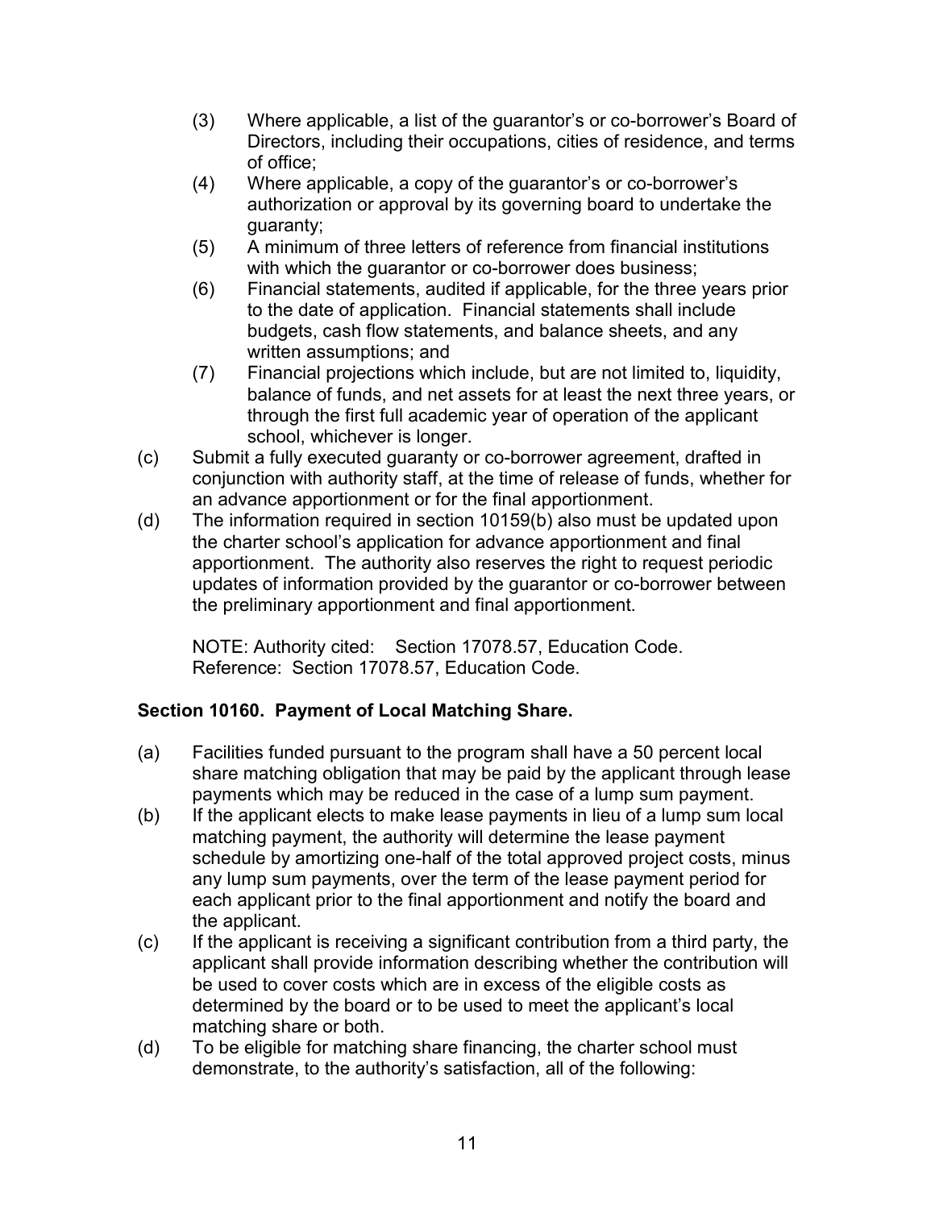(3) Where applicable, a list of the guarantor's or co-borrower's Board of Directors, including their occupations, cities of residence, and terms of office;

(4) Where applicable, a copy of the guarantor's or co-borrower's authorization or approval by its governing board to undertake the guaranty;

(5) A minimum of three letters of reference from financial institutions with which the guarantor or co-borrower does business;

(6) Financial statements, audited if applicable, for the three years prior to the date of application. Financial statements shall include budgets, cash flow statements, and balance sheets, and any written assumptions; and

(7) Financial projections which include, but are not limited to, liquidity, balance of funds, and net assets for at least the next three years, or through the first full academic year of operation of the applicant school, whichever is longer.

(c) Submit a fully executed guaranty or co-borrower agreement, drafted in conjunction with authority staff, at the time of release of funds, whether for an advance apportionment or for the final apportionment.

(d) The information required in section 10159(b) also must be updated upon the charter school's application for advance apportionment and final apportionment. The authority also reserves the right to request periodic updates of information provided by the guarantor or co-borrower between the preliminary apportionment and final apportionment.

NOTE: Authority cited: Section 17078.57, Education Code.
Reference: Section 17078.57, Education Code.

**Section 10160. Payment of Local Matching Share.**

(a) Facilities funded pursuant to the program shall have a 50 percent local share matching obligation that may be paid by the applicant through lease payments which may be reduced in the case of a lump sum payment.

(b) If the applicant elects to make lease payments in lieu of a lump sum local matching payment, the authority will determine the lease payment schedule by amortizing one-half of the total approved project costs, minus any lump sum payments, over the term of the lease payment period for each applicant prior to the final apportionment and notify the board and the applicant.

(c) If the applicant is receiving a significant contribution from a third party, the applicant shall provide information describing whether the contribution will be used to cover costs which are in excess of the eligible costs as determined by the board or to be used to meet the applicant's local matching share or both.

(d) To be eligible for matching share financing, the charter school must demonstrate, to the authority's satisfaction, all of the following: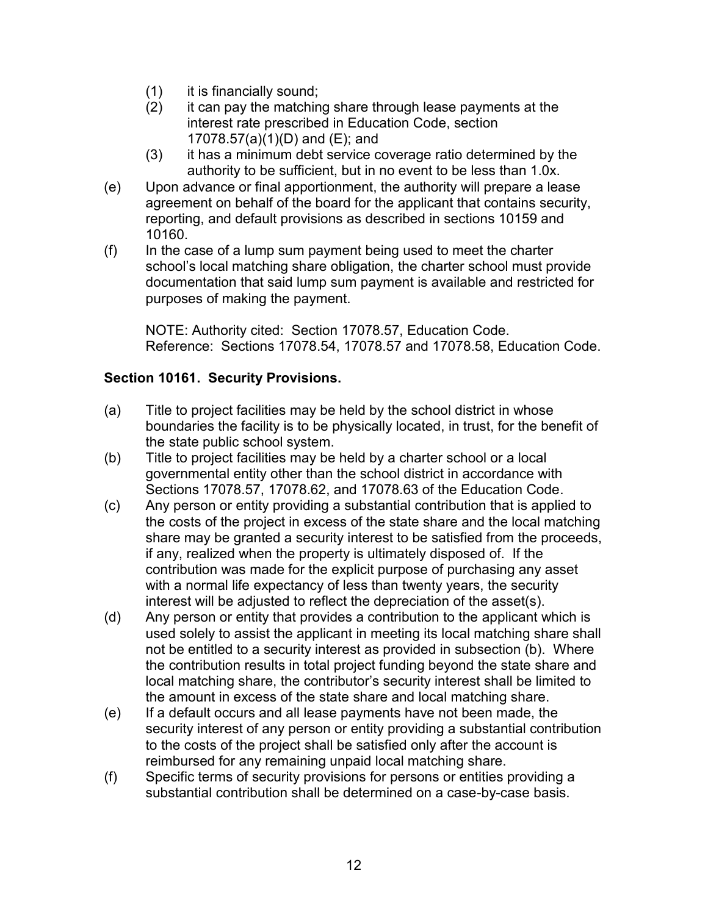(1) it is financially sound;

(2) it can pay the matching share through lease payments at the interest rate prescribed in Education Code, section 17078.57(a)(1)(D) and (E); and

(3) it has a minimum debt service coverage ratio determined by the authority to be sufficient, but in no event to be less than 1.0x.

(e) Upon advance or final apportionment, the authority will prepare a lease agreement on behalf of the board for the applicant that contains security, reporting, and default provisions as described in sections 10159 and 10160.

(f) In the case of a lump sum payment being used to meet the charter school's local matching share obligation, the charter school must provide documentation that said lump sum payment is available and restricted for purposes of making the payment.

NOTE: Authority cited: Section 17078.57, Education Code.
Reference: Sections 17078.54, 17078.57 and 17078.58, Education Code.

**Section 10161. Security Provisions.**

(a) Title to project facilities may be held by the school district in whose boundaries the facility is to be physically located, in trust, for the benefit of the state public school system.

(b) Title to project facilities may be held by a charter school or a local governmental entity other than the school district in accordance with Sections 17078.57, 17078.62, and 17078.63 of the Education Code.

(c) Any person or entity providing a substantial contribution that is applied to the costs of the project in excess of the state share and the local matching share may be granted a security interest to be satisfied from the proceeds, if any, realized when the property is ultimately disposed of. If the contribution was made for the explicit purpose of purchasing any asset with a normal life expectancy of less than twenty years, the security interest will be adjusted to reflect the depreciation of the asset(s).

(d) Any person or entity that provides a contribution to the applicant which is used solely to assist the applicant in meeting its local matching share shall not be entitled to a security interest as provided in subsection (b). Where the contribution results in total project funding beyond the state share and local matching share, the contributor's security interest shall be limited to the amount in excess of the state share and local matching share.

(e) If a default occurs and all lease payments have not been made, the security interest of any person or entity providing a substantial contribution to the costs of the project shall be satisfied only after the account is reimbursed for any remaining unpaid local matching share.

(f) Specific terms of security provisions for persons or entities providing a substantial contribution shall be determined on a case-by-case basis.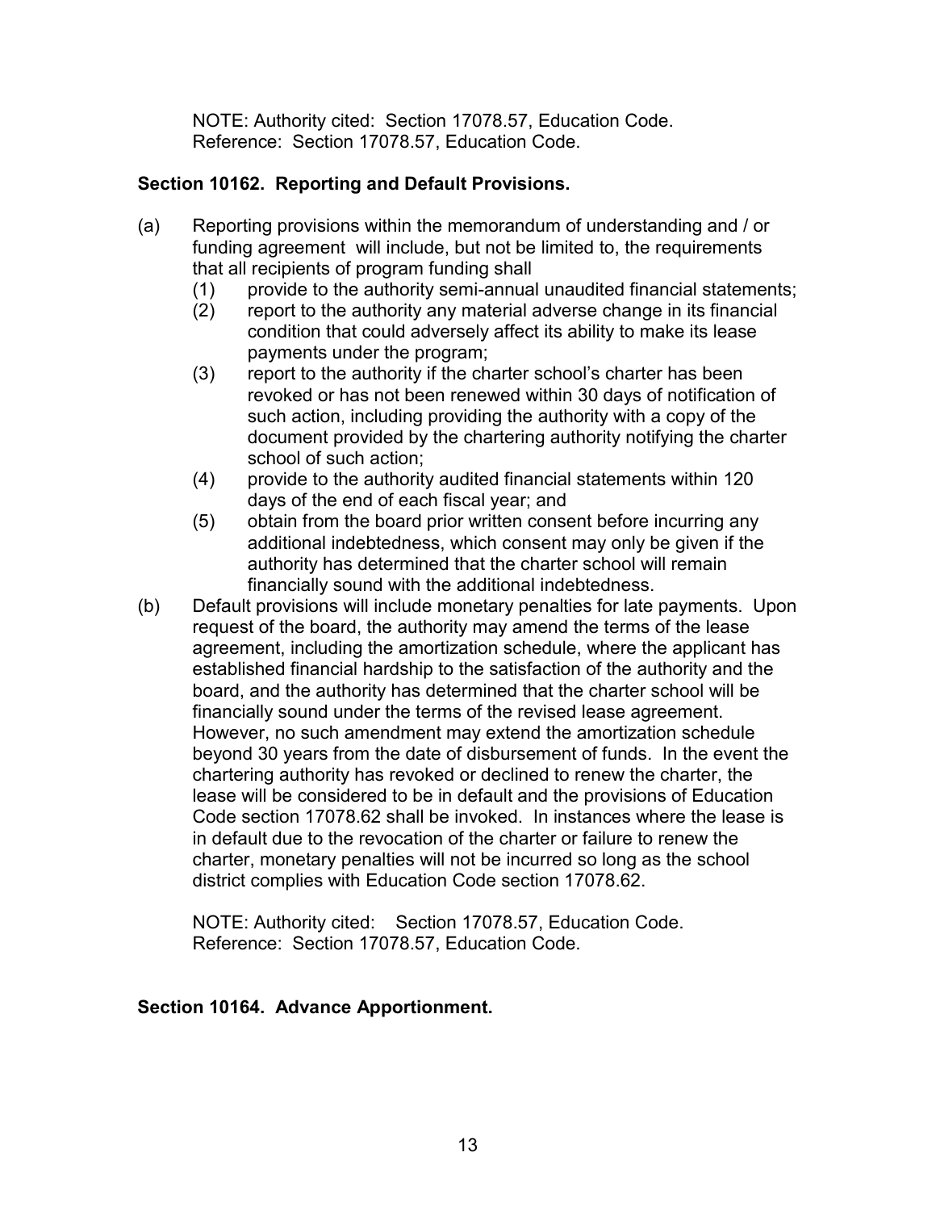NOTE: Authority cited: Section 17078.57, Education Code.
Reference: Section 17078.57, Education Code.

**Section 10162. Reporting and Default Provisions.**

(a) Reporting provisions within the memorandum of understanding and / or funding agreement will include, but not be limited to, the requirements that all recipients of program funding shall

(1) provide to the authority semi-annual unaudited financial statements;

(2) report to the authority any material adverse change in its financial condition that could adversely affect its ability to make its lease payments under the program;

(3) report to the authority if the charter school's charter has been revoked or has not been renewed within 30 days of notification of such action, including providing the authority with a copy of the document provided by the chartering authority notifying the charter school of such action;

(4) provide to the authority audited financial statements within 120 days of the end of each fiscal year; and

(5) obtain from the board prior written consent before incurring any additional indebtedness, which consent may only be given if the authority has determined that the charter school will remain financially sound with the additional indebtedness.

(b) Default provisions will include monetary penalties for late payments. Upon request of the board, the authority may amend the terms of the lease agreement, including the amortization schedule, where the applicant has established financial hardship to the satisfaction of the authority and the board, and the authority has determined that the charter school will be financially sound under the terms of the revised lease agreement. However, no such amendment may extend the amortization schedule beyond 30 years from the date of disbursement of funds. In the event the chartering authority has revoked or declined to renew the charter, the lease will be considered to be in default and the provisions of Education Code section 17078.62 shall be invoked. In instances where the lease is in default due to the revocation of the charter or failure to renew the charter, monetary penalties will not be incurred so long as the school district complies with Education Code section 17078.62.

NOTE: Authority cited: Section 17078.57, Education Code.
Reference: Section 17078.57, Education Code.

**Section 10164. Advance Apportionment.**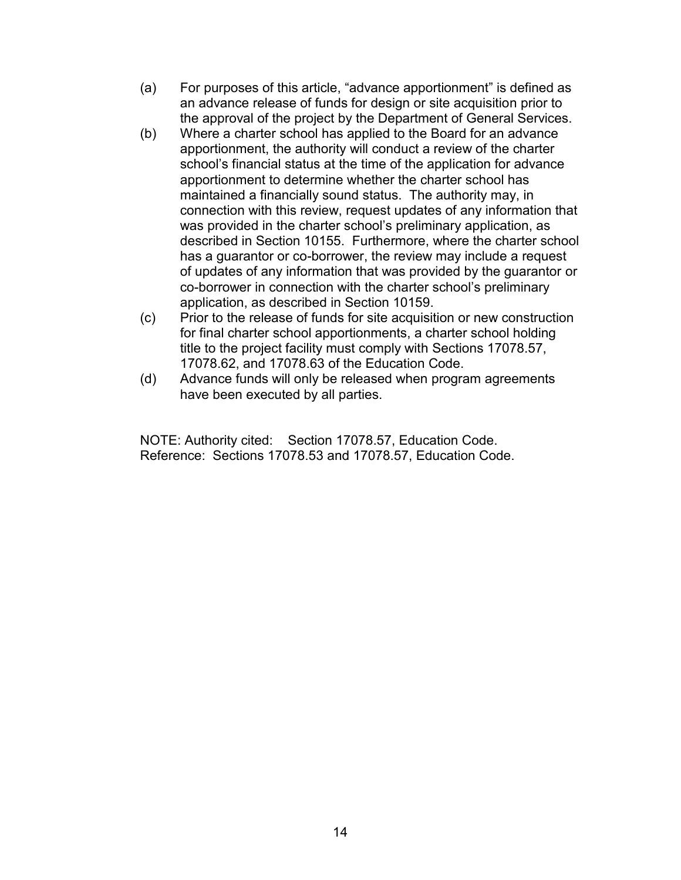(a) For purposes of this article, "advance apportionment" is defined as an advance release of funds for design or site acquisition prior to the approval of the project by the Department of General Services.

(b) Where a charter school has applied to the Board for an advance apportionment, the authority will conduct a review of the charter school's financial status at the time of the application for advance apportionment to determine whether the charter school has maintained a financially sound status. The authority may, in connection with this review, request updates of any information that was provided in the charter school's preliminary application, as described in Section 10155. Furthermore, where the charter school has a guarantor or co-borrower, the review may include a request of updates of any information that was provided by the guarantor or co-borrower in connection with the charter school's preliminary application, as described in Section 10159.

(c) Prior to the release of funds for site acquisition or new construction for final charter school apportionments, a charter school holding title to the project facility must comply with Sections 17078.57, 17078.62, and 17078.63 of the Education Code.

(d) Advance funds will only be released when program agreements have been executed by all parties.

NOTE: Authority cited: Section 17078.57, Education Code.
Reference: Sections 17078.53 and 17078.57, Education Code.